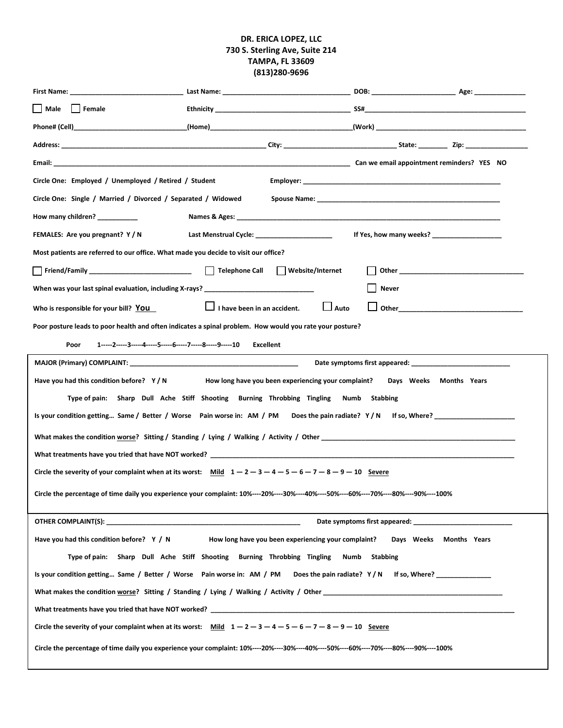**DR. ERICA LOPEZ, LLC**
**730 S. Sterling Ave, Suite 214**
**TAMPA, FL 33609**
**(813)280-9696**

**First Name:** ______________________________ **Last Name:** _________________________________ **DOB:** ______________________ **Age:** _____________

☐ **Male** ☐ **Female** **Ethnicity** ___________________________________ **SS#**___________________________________________

**Phone# (Cell)**_____________________________**(Home)**_____________________________________**(Work)** ________________________________________

**Address:** _______________________________________________________ **City:** ______________________________ **State:** ________ **Zip:** _________________

**Email:** ______________________________________________________________________________ **Can we email appointment reminders? YES NO**

**Circle One: Employed / Unemployed / Retired / Student** **Employer:** ______________________________________________________

**Circle One: Single / Married / Divorced / Separated / Widowed** **Spouse Name:** _________________________________________________

**How many children?** __________ **Names & Ages:** _____________________________________________________________________

**FEMALES: Are you pregnant? Y / N** **Last Menstrual Cycle:** ____________________ **If Yes, how many weeks?** __________________

**Most patients are referred to our office. What made you decide to visit our office?**

☐ **Friend/Family** ___________________________ ☐ **Telephone Call** ☐ **Website/Internet** ☐ **Other** _________________________________

**When was your last spinal evaluation, including X-rays?** _____________________________ ☐ **Never**

**Who is responsible for your bill?** **You** ☐ **I have been in an accident.** ☐ **Auto** ☐ **Other**_________________________________

**Poor posture leads to poor health and often indicates a spinal problem. How would you rate your posture?**

**Poor 1-----2-----3-----4-----5-----6-----7-----8-----9-----10 Excellent**

---

**MAJOR (Primary) COMPLAINT:** _______________________________________________ **Date symptoms first appeared:** __________________________

**Have you had this condition before? Y / N** **How long have you been experiencing your complaint? Days Weeks Months Years**

**Type of pain: Sharp Dull Ache Stiff Shooting Burning Throbbing Tingling Numb Stabbing**

**Is your condition getting… Same / Better / Worse Pain worse in: AM / PM Does the pain radiate? Y / N If so, Where?** _____________________

**What makes the condition worse? Sitting / Standing / Lying / Walking / Activity / Other** _____________________________________________________

**What treatments have you tried that have NOT worked?** _________________________________________________________________________________

**Circle the severity of your complaint when at its worst: Mild 1 — 2 — 3 — 4 — 5 — 6 — 7 — 8 — 9 — 10 Severe**

**Circle the percentage of time daily you experience your complaint: 10%----20%----30%----40%----50%----60%----70%----80%----90%----100%**

---

**OTHER COMPLAINT(S):** ______________________________________________________ **Date symptoms first appeared:** __________________________

**Have you had this condition before? Y / N** **How long have you been experiencing your complaint? Days Weeks Months Years**

**Type of pain: Sharp Dull Ache Stiff Shooting Burning Throbbing Tingling Numb Stabbing**

**Is your condition getting… Same / Better / Worse Pain worse in: AM / PM Does the pain radiate? Y / N If so, Where?** ______________

**What makes the condition worse? Sitting / Standing / Lying / Walking / Activity / Other** _________________________________________________

**What treatments have you tried that have NOT worked?** _________________________________________________________________________________

**Circle the severity of your complaint when at its worst: Mild 1 — 2 — 3 — 4 — 5 — 6 — 7 — 8 — 9 — 10 Severe**

**Circle the percentage of time daily you experience your complaint: 10%----20%----30%----40%----50%----60%----70%----80%----90%----100%**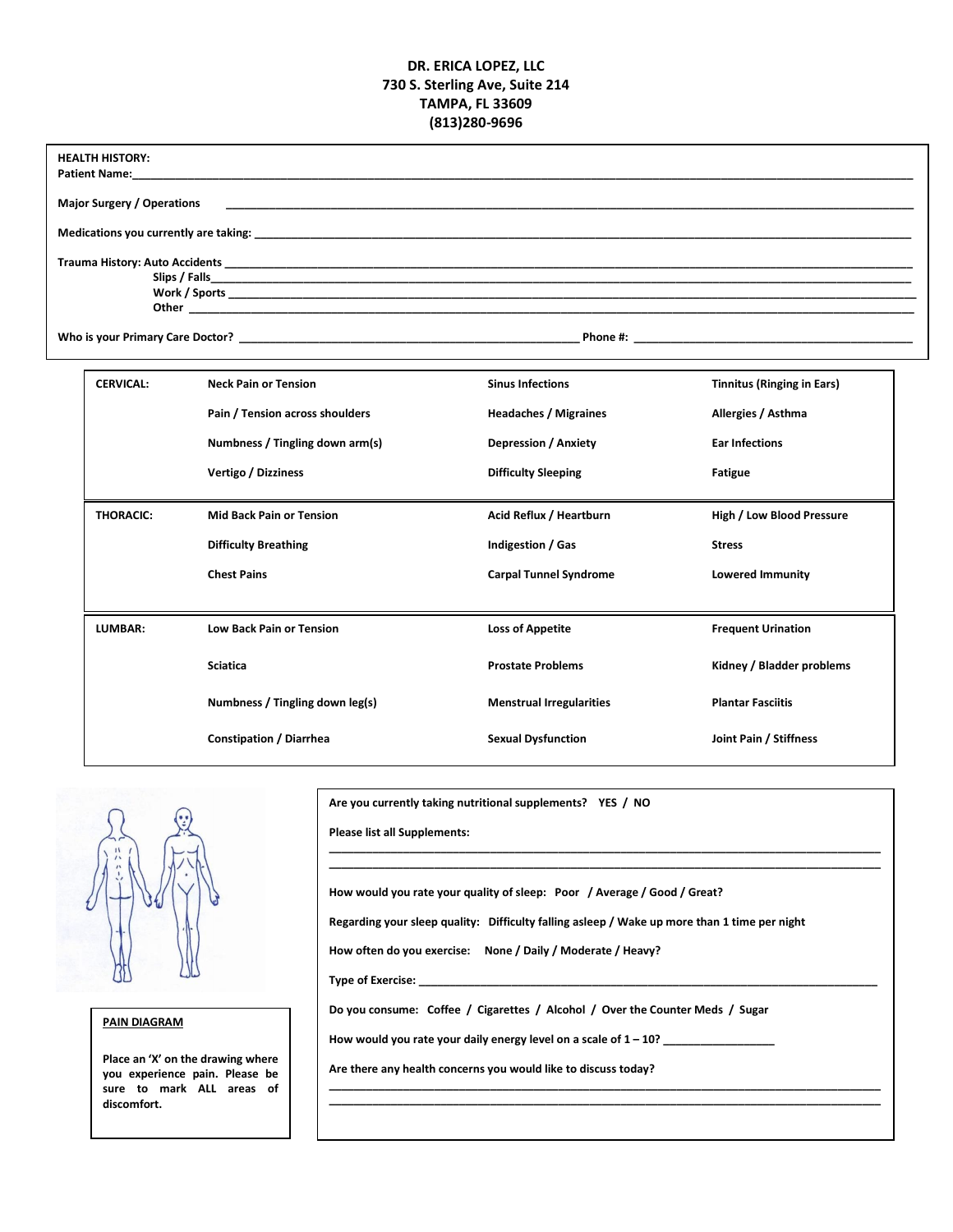**DR. ERICA LOPEZ, LLC**
**730 S. Sterling Ave, Suite 214**
**TAMPA, FL 33609**
**(813)280-9696**

**HEALTH HISTORY:**

**Patient Name:**_______________________________________________

**Major Surgery / Operations** _______________________________________________

**Medications you currently are taking:** _______________________________________________

**Trauma History: Auto Accidents** _______________________________________________

**Slips / Falls**_______________________________________________

**Work / Sports** _______________________________________________

**Other** _______________________________________________

**Who is your Primary Care Doctor?** ______________________________ **Phone #:** ______________________________

| | | | |
|---|---|---|---|
| **CERVICAL:** | **Neck Pain or Tension** | **Sinus Infections** | **Tinnitus (Ringing in Ears)** |
| | **Pain / Tension across shoulders** | **Headaches / Migraines** | **Allergies / Asthma** |
| | **Numbness / Tingling down arm(s)** | **Depression / Anxiety** | **Ear Infections** |
| | **Vertigo / Dizziness** | **Difficulty Sleeping** | **Fatigue** |
| **THORACIC:** | **Mid Back Pain or Tension** | **Acid Reflux / Heartburn** | **High / Low Blood Pressure** |
| | **Difficulty Breathing** | **Indigestion / Gas** | **Stress** |
| | **Chest Pains** | **Carpal Tunnel Syndrome** | **Lowered Immunity** |
| **LUMBAR:** | **Low Back Pain or Tension** | **Loss of Appetite** | **Frequent Urination** |
| | **Sciatica** | **Prostate Problems** | **Kidney / Bladder problems** |
| | **Numbness / Tingling down leg(s)** | **Menstrual Irregularities** | **Plantar Fasciitis** |
| | **Constipation / Diarrhea** | **Sexual Dysfunction** | **Joint Pain / Stiffness** |

**PAIN DIAGRAM**

**Place an 'X' on the drawing where you experience pain. Please be sure to mark ALL areas of discomfort.**

**Are you currently taking nutritional supplements? YES / NO**

**Please list all Supplements:**

_______________________________________________

_______________________________________________

**How would you rate your quality of sleep: Poor / Average / Good / Great?**

**Regarding your sleep quality: Difficulty falling asleep / Wake up more than 1 time per night**

**How often do you exercise: None / Daily / Moderate / Heavy?**

**Type of Exercise:** _______________________________________________

**Do you consume: Coffee / Cigarettes / Alcohol / Over the Counter Meds / Sugar**

**How would you rate your daily energy level on a scale of 1 – 10?** __________________

**Are there any health concerns you would like to discuss today?**

_______________________________________________

_______________________________________________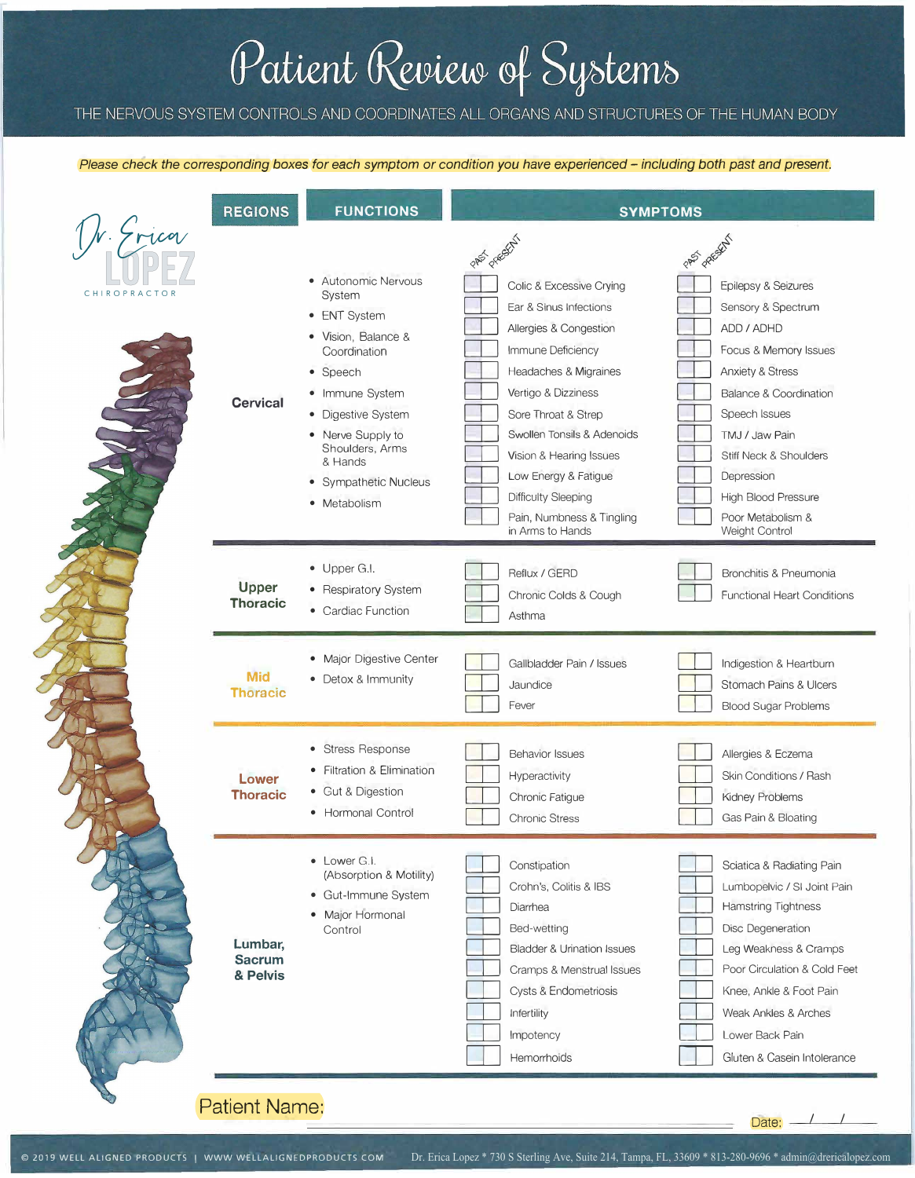# Patient Review of Systems

THE NERVOUS SYSTEM CONTROLS AND COORDINATES ALL ORGANS AND STRUCTURES OF THE HUMAN BODY

*Please check the corresponding boxes for each symptom or condition you have experienced – including both past and present.*

Dr. Erica Lopez
CHIROPRACTOR

| REGIONS | FUNCTIONS | PAST | PRESENT | SYMPTOMS | PAST | PRESENT | SYMPTOMS |
|---|---|---|---|---|---|---|---|
| **Cervical** | • Autonomic Nervous System<br>• ENT System<br>• Vision, Balance & Coordination<br>• Speech<br>• Immune System<br>• Digestive System<br>• Nerve Supply to Shoulders, Arms & Hands<br>• Sympathetic Nucleus<br>• Metabolism | ☐ | ☐ | Colic & Excessive Crying | ☐ | ☐ | Epilepsy & Seizures |
| | | ☐ | ☐ | Ear & Sinus Infections | ☐ | ☐ | Sensory & Spectrum |
| | | ☐ | ☐ | Allergies & Congestion | ☐ | ☐ | ADD / ADHD |
| | | ☐ | ☐ | Immune Deficiency | ☐ | ☐ | Focus & Memory Issues |
| | | ☐ | ☐ | Headaches & Migraines | ☐ | ☐ | Anxiety & Stress |
| | | ☐ | ☐ | Vertigo & Dizziness | ☐ | ☐ | Balance & Coordination |
| | | ☐ | ☐ | Sore Throat & Strep | ☐ | ☐ | Speech Issues |
| | | ☐ | ☐ | Swollen Tonsils & Adenoids | ☐ | ☐ | TMJ / Jaw Pain |
| | | ☐ | ☐ | Vision & Hearing Issues | ☐ | ☐ | Stiff Neck & Shoulders |
| | | ☐ | ☐ | Low Energy & Fatigue | ☐ | ☐ | Depression |
| | | ☐ | ☐ | Difficulty Sleeping | ☐ | ☐ | High Blood Pressure |
| | | ☐ | ☐ | Pain, Numbness & Tingling in Arms to Hands | ☐ | ☐ | Poor Metabolism & Weight Control |
| **Upper Thoracic** | • Upper G.I.<br>• Respiratory System<br>• Cardiac Function | ☐ | ☐ | Reflux / GERD | ☐ | ☐ | Bronchitis & Pneumonia |
| | | ☐ | ☐ | Chronic Colds & Cough | ☐ | ☐ | Functional Heart Conditions |
| | | ☐ | ☐ | Asthma | | | |
| **Mid Thoracic** | • Major Digestive Center<br>• Detox & Immunity | ☐ | ☐ | Gallbladder Pain / Issues | ☐ | ☐ | Indigestion & Heartburn |
| | | ☐ | ☐ | Jaundice | ☐ | ☐ | Stomach Pains & Ulcers |
| | | ☐ | ☐ | Fever | ☐ | ☐ | Blood Sugar Problems |
| **Lower Thoracic** | • Stress Response<br>• Filtration & Elimination<br>• Gut & Digestion<br>• Hormonal Control | ☐ | ☐ | Behavior Issues | ☐ | ☐ | Allergies & Eczema |
| | | ☐ | ☐ | Hyperactivity | ☐ | ☐ | Skin Conditions / Rash |
| | | ☐ | ☐ | Chronic Fatigue | ☐ | ☐ | Kidney Problems |
| | | ☐ | ☐ | Chronic Stress | ☐ | ☐ | Gas Pain & Bloating |
| **Lumbar, Sacrum & Pelvis** | • Lower G.I. (Absorption & Motility)<br>• Gut-Immune System<br>• Major Hormonal Control | ☐ | ☐ | Constipation | ☐ | ☐ | Sciatica & Radiating Pain |
| | | ☐ | ☐ | Crohn's, Colitis & IBS | ☐ | ☐ | Lumbopelvic / SI Joint Pain |
| | | ☐ | ☐ | Diarrhea | ☐ | ☐ | Hamstring Tightness |
| | | ☐ | ☐ | Bed-wetting | ☐ | ☐ | Disc Degeneration |
| | | ☐ | ☐ | Bladder & Urination Issues | ☐ | ☐ | Leg Weakness & Cramps |
| | | ☐ | ☐ | Cramps & Menstrual Issues | ☐ | ☐ | Poor Circulation & Cold Feet |
| | | ☐ | ☐ | Cysts & Endometriosis | ☐ | ☐ | Knee, Ankle & Foot Pain |
| | | ☐ | ☐ | Infertility | ☐ | ☐ | Weak Ankles & Arches |
| | | ☐ | ☐ | Impotency | ☐ | ☐ | Lower Back Pain |
| | | ☐ | ☐ | Hemorrhoids | ☐ | ☐ | Gluten & Casein Intolerance |

Patient Name: ______________________________ Date: ___/___/___

© 2019 WELL ALIGNED PRODUCTS | WWW.WELLALIGNEDPRODUCTS.COM Dr. Erica Lopez * 730 S Sterling Ave, Suite 214, Tampa, FL, 33609 * 813-280-9696 * admin@drericalopez.com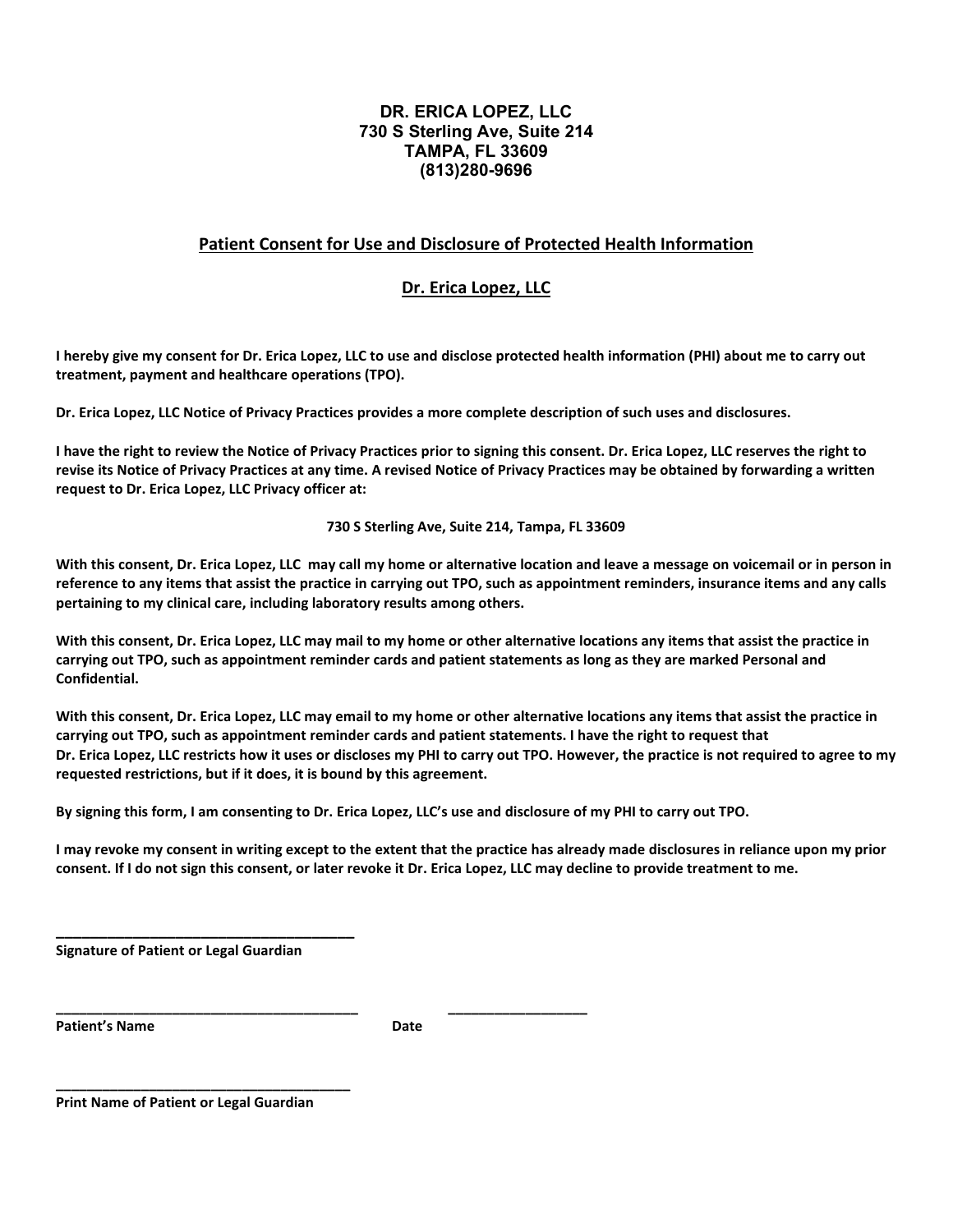**DR. ERICA LOPEZ, LLC**
**730 S Sterling Ave, Suite 214**
**TAMPA, FL 33609**
**(813)280-9696**

## Patient Consent for Use and Disclosure of Protected Health Information

## Dr. Erica Lopez, LLC

**I hereby give my consent for Dr. Erica Lopez, LLC to use and disclose protected health information (PHI) about me to carry out treatment, payment and healthcare operations (TPO).**

**Dr. Erica Lopez, LLC Notice of Privacy Practices provides a more complete description of such uses and disclosures.**

**I have the right to review the Notice of Privacy Practices prior to signing this consent. Dr. Erica Lopez, LLC reserves the right to revise its Notice of Privacy Practices at any time. A revised Notice of Privacy Practices may be obtained by forwarding a written request to Dr. Erica Lopez, LLC Privacy officer at:**

**730 S Sterling Ave, Suite 214, Tampa, FL 33609**

**With this consent, Dr. Erica Lopez, LLC may call my home or alternative location and leave a message on voicemail or in person in reference to any items that assist the practice in carrying out TPO, such as appointment reminders, insurance items and any calls pertaining to my clinical care, including laboratory results among others.**

**With this consent, Dr. Erica Lopez, LLC may mail to my home or other alternative locations any items that assist the practice in carrying out TPO, such as appointment reminder cards and patient statements as long as they are marked Personal and Confidential.**

**With this consent, Dr. Erica Lopez, LLC may email to my home or other alternative locations any items that assist the practice in carrying out TPO, such as appointment reminder cards and patient statements. I have the right to request that Dr. Erica Lopez, LLC restricts how it uses or discloses my PHI to carry out TPO. However, the practice is not required to agree to my requested restrictions, but if it does, it is bound by this agreement.**

**By signing this form, I am consenting to Dr. Erica Lopez, LLC's use and disclosure of my PHI to carry out TPO.**

**I may revoke my consent in writing except to the extent that the practice has already made disclosures in reliance upon my prior consent. If I do not sign this consent, or later revoke it Dr. Erica Lopez, LLC may decline to provide treatment to me.**

______________________________________
**Signature of Patient or Legal Guardian**

______________________________________ __________________
**Patient's Name** **Date**

______________________________________
**Print Name of Patient or Legal Guardian**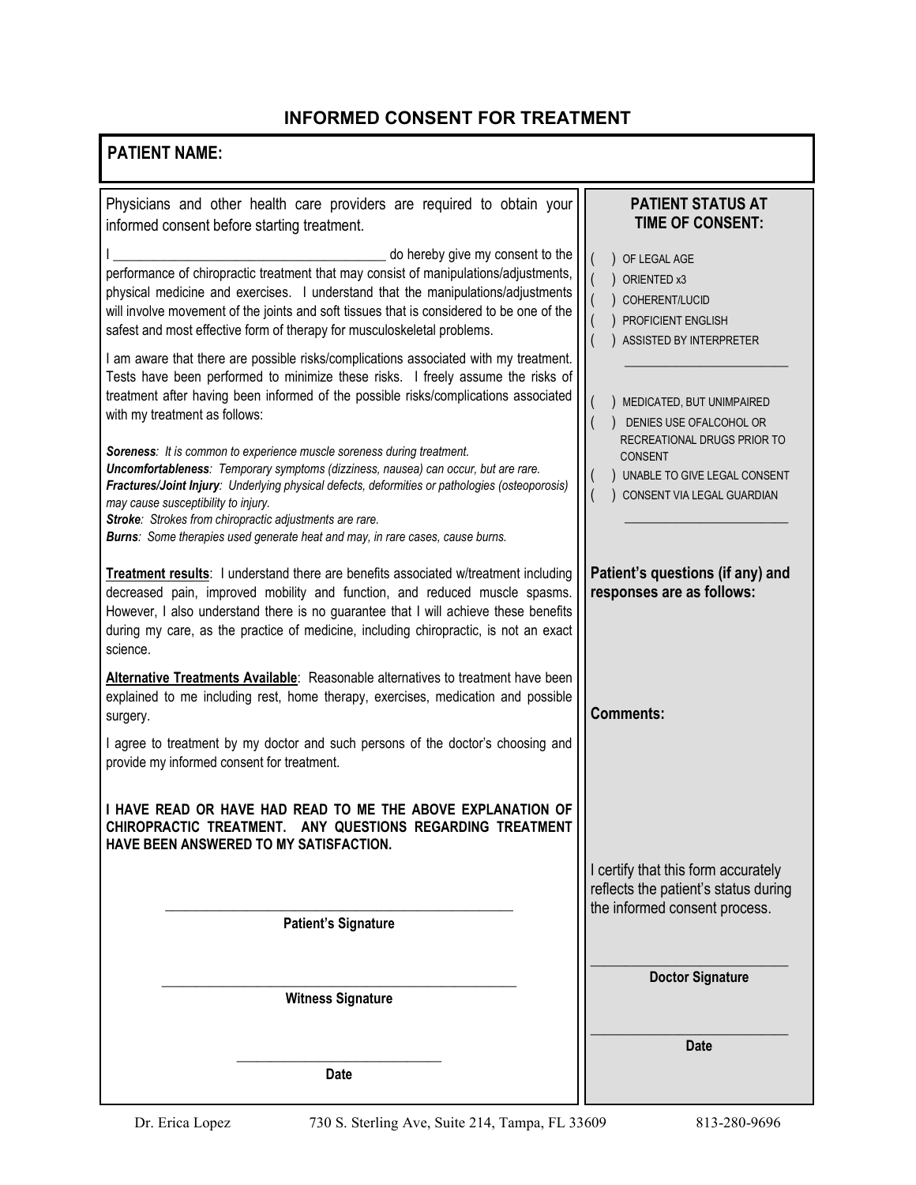# INFORMED CONSENT FOR TREATMENT

**PATIENT NAME:**

Physicians and other health care providers are required to obtain your informed consent before starting treatment.

I ________________________________________ do hereby give my consent to the performance of chiropractic treatment that may consist of manipulations/adjustments, physical medicine and exercises. I understand that the manipulations/adjustments will involve movement of the joints and soft tissues that is considered to be one of the safest and most effective form of therapy for musculoskeletal problems.

I am aware that there are possible risks/complications associated with my treatment. Tests have been performed to minimize these risks. I freely assume the risks of treatment after having been informed of the possible risks/complications associated with my treatment as follows:

***Soreness***: *It is common to experience muscle soreness during treatment.*
***Uncomfortableness***: *Temporary symptoms (dizziness, nausea) can occur, but are rare.*
***Fractures/Joint Injury***: *Underlying physical defects, deformities or pathologies (osteoporosis) may cause susceptibility to injury.*
***Stroke***: *Strokes from chiropractic adjustments are rare.*
***Burns***: *Some therapies used generate heat and may, in rare cases, cause burns.*

**Treatment results**: I understand there are benefits associated w/treatment including decreased pain, improved mobility and function, and reduced muscle spasms. However, I also understand there is no guarantee that I will achieve these benefits during my care, as the practice of medicine, including chiropractic, is not an exact science.

**Alternative Treatments Available**: Reasonable alternatives to treatment have been explained to me including rest, home therapy, exercises, medication and possible surgery.

I agree to treatment by my doctor and such persons of the doctor's choosing and provide my informed consent for treatment.

**I HAVE READ OR HAVE HAD READ TO ME THE ABOVE EXPLANATION OF CHIROPRACTIC TREATMENT. ANY QUESTIONS REGARDING TREATMENT HAVE BEEN ANSWERED TO MY SATISFACTION.**

______________________________________________
**Patient's Signature**

______________________________________________
**Witness Signature**

______________________________
**Date**

**PATIENT STATUS AT TIME OF CONSENT:**

( ) OF LEGAL AGE
( ) ORIENTED x3
( ) COHERENT/LUCID
( ) PROFICIENT ENGLISH
( ) ASSISTED BY INTERPRETER

________________________

( ) MEDICATED, BUT UNIMPAIRED
( ) DENIES USE OFALCOHOL OR RECREATIONAL DRUGS PRIOR TO CONSENT
( ) UNABLE TO GIVE LEGAL CONSENT
( ) CONSENT VIA LEGAL GUARDIAN

________________________

**Patient's questions (if any) and responses are as follows:**

**Comments:**

I certify that this form accurately reflects the patient's status during the informed consent process.

________________________
**Doctor Signature**

________________________
**Date**

Dr. Erica Lopez 730 S. Sterling Ave, Suite 214, Tampa, FL 33609 813-280-9696